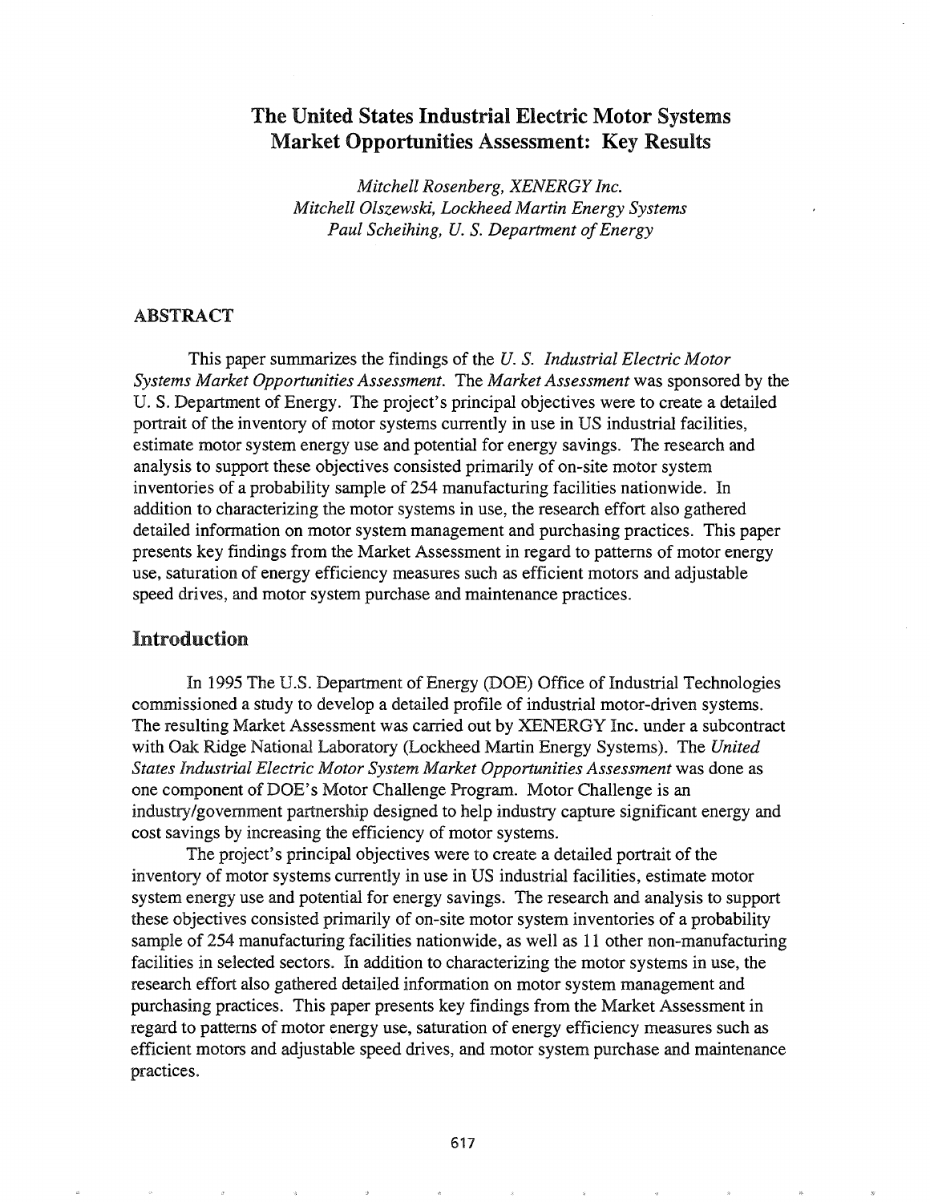# The United States Industrial Electric Motor Systems Market Opportunities Assessment: Key Results

*Mitchell Rosenberg, XENERGY Inc.*
*Mitchell Olszewski, Lockheed Martin Energy Systems*
*Paul Scheihing, U. S. Department of Energy*

## ABSTRACT

This paper summarizes the findings of the *U. S. Industrial Electric Motor Systems Market Opportunities Assessment.* The *Market Assessment* was sponsored by the U. S. Department of Energy. The project's principal objectives were to create a detailed portrait of the inventory of motor systems currently in use in US industrial facilities, estimate motor system energy use and potential for energy savings. The research and analysis to support these objectives consisted primarily of on-site motor system inventories of a probability sample of 254 manufacturing facilities nationwide. In addition to characterizing the motor systems in use, the research effort also gathered detailed information on motor system management and purchasing practices. This paper presents key findings from the Market Assessment in regard to patterns of motor energy use, saturation of energy efficiency measures such as efficient motors and adjustable speed drives, and motor system purchase and maintenance practices.

## Introduction

In 1995 The U.S. Department of Energy (DOE) Office of Industrial Technologies commissioned a study to develop a detailed profile of industrial motor-driven systems. The resulting Market Assessment was carried out by XENERGY Inc. under a subcontract with Oak Ridge National Laboratory (Lockheed Martin Energy Systems). The *United States Industrial Electric Motor System Market Opportunities Assessment* was done as one component of DOE's Motor Challenge Program. Motor Challenge is an industry/government partnership designed to help industry capture significant energy and cost savings by increasing the efficiency of motor systems.

The project's principal objectives were to create a detailed portrait of the inventory of motor systems currently in use in US industrial facilities, estimate motor system energy use and potential for energy savings. The research and analysis to support these objectives consisted primarily of on-site motor system inventories of a probability sample of 254 manufacturing facilities nationwide, as well as 11 other non-manufacturing facilities in selected sectors. In addition to characterizing the motor systems in use, the research effort also gathered detailed information on motor system management and purchasing practices. This paper presents key findings from the Market Assessment in regard to patterns of motor energy use, saturation of energy efficiency measures such as efficient motors and adjustable speed drives, and motor system purchase and maintenance practices.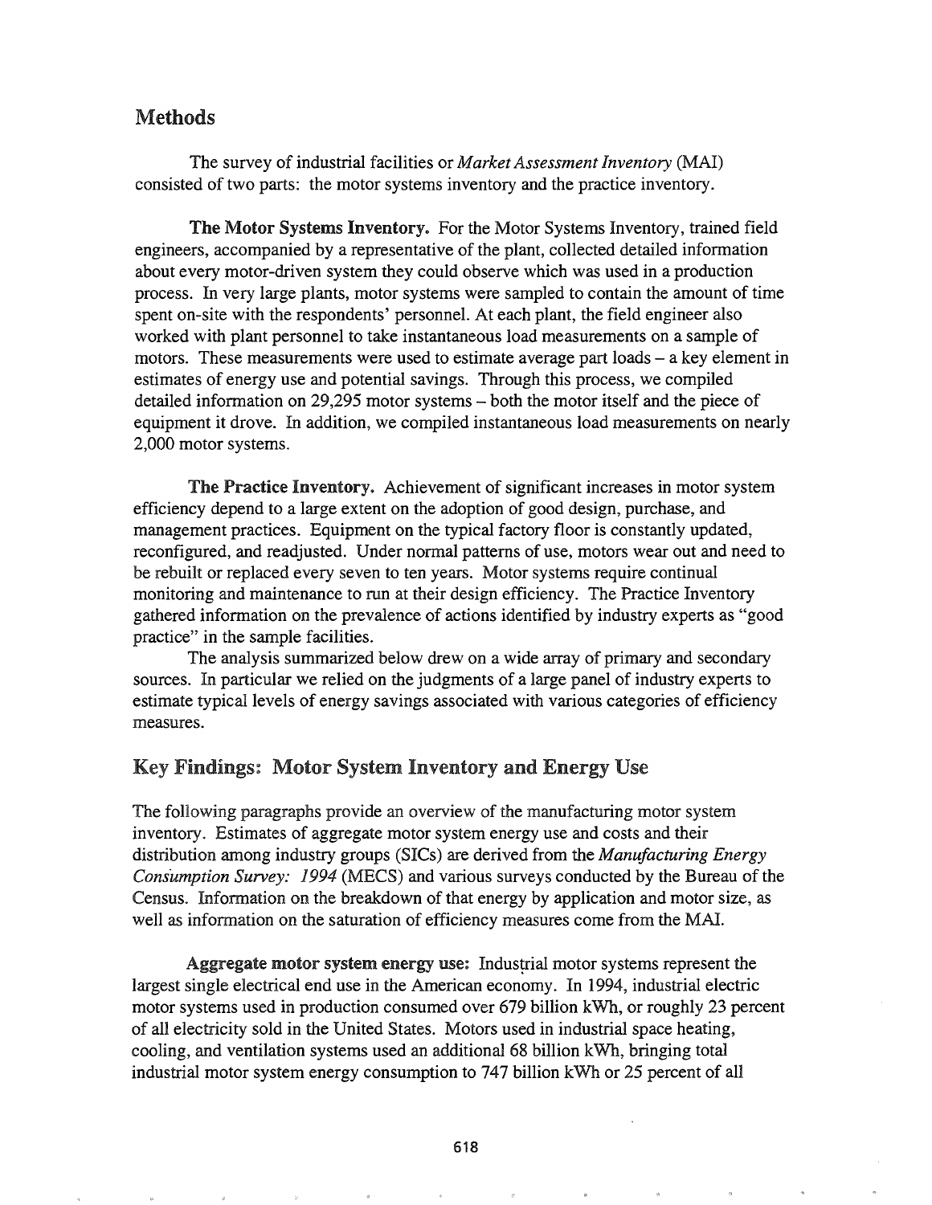## Methods

The survey of industrial facilities or *Market Assessment Inventory* (MAI) consisted of two parts: the motor systems inventory and the practice inventory.

**The Motor Systems Inventory.** For the Motor Systems Inventory, trained field engineers, accompanied by a representative of the plant, collected detailed information about every motor-driven system they could observe which was used in a production process. In very large plants, motor systems were sampled to contain the amount of time spent on-site with the respondents' personnel. At each plant, the field engineer also worked with plant personnel to take instantaneous load measurements on a sample of motors. These measurements were used to estimate average part loads – a key element in estimates of energy use and potential savings. Through this process, we compiled detailed information on 29,295 motor systems – both the motor itself and the piece of equipment it drove. In addition, we compiled instantaneous load measurements on nearly 2,000 motor systems.

**The Practice Inventory.** Achievement of significant increases in motor system efficiency depend to a large extent on the adoption of good design, purchase, and management practices. Equipment on the typical factory floor is constantly updated, reconfigured, and readjusted. Under normal patterns of use, motors wear out and need to be rebuilt or replaced every seven to ten years. Motor systems require continual monitoring and maintenance to run at their design efficiency. The Practice Inventory gathered information on the prevalence of actions identified by industry experts as "good practice" in the sample facilities.

The analysis summarized below drew on a wide array of primary and secondary sources. In particular we relied on the judgments of a large panel of industry experts to estimate typical levels of energy savings associated with various categories of efficiency measures.

## Key Findings: Motor System Inventory and Energy Use

The following paragraphs provide an overview of the manufacturing motor system inventory. Estimates of aggregate motor system energy use and costs and their distribution among industry groups (SICs) are derived from the *Manufacturing Energy Consumption Survey: 1994* (MECS) and various surveys conducted by the Bureau of the Census. Information on the breakdown of that energy by application and motor size, as well as information on the saturation of efficiency measures come from the MAI.

**Aggregate motor system energy use:** Industrial motor systems represent the largest single electrical end use in the American economy. In 1994, industrial electric motor systems used in production consumed over 679 billion kWh, or roughly 23 percent of all electricity sold in the United States. Motors used in industrial space heating, cooling, and ventilation systems used an additional 68 billion kWh, bringing total industrial motor system energy consumption to 747 billion kWh or 25 percent of all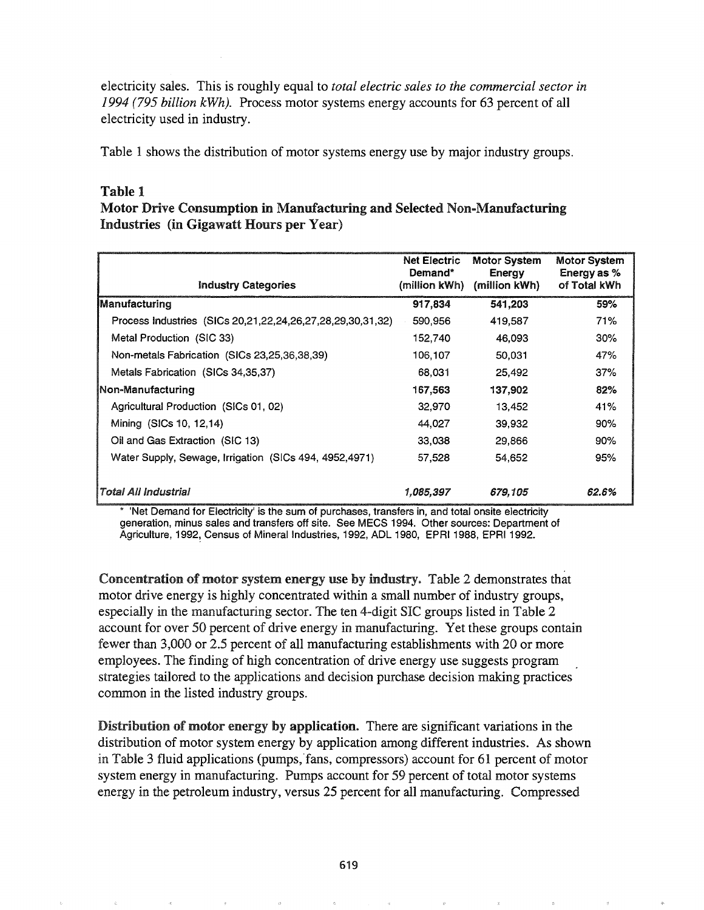electricity sales. This is roughly equal to *total electric sales to the commercial sector in 1994 (795 billion kWh).* Process motor systems energy accounts for 63 percent of all electricity used in industry.

Table 1 shows the distribution of motor systems energy use by major industry groups.

**Table 1**
**Motor Drive Consumption in Manufacturing and Selected Non-Manufacturing Industries (in Gigawatt Hours per Year)**

| Industry Categories | Net Electric Demand* (million kWh) | Motor System Energy (million kWh) | Motor System Energy as % of Total kWh |
|---|---|---|---|
| **Manufacturing** | **917,834** | **541,203** | **59%** |
| Process Industries (SICs 20,21,22,24,26,27,28,29,30,31,32) | 590,956 | 419,587 | 71% |
| Metal Production (SIC 33) | 152,740 | 46,093 | 30% |
| Non-metals Fabrication (SICs 23,25,36,38,39) | 106,107 | 50,031 | 47% |
| Metals Fabrication (SICs 34,35,37) | 68,031 | 25,492 | 37% |
| **Non-Manufacturing** | **167,563** | **137,902** | **82%** |
| Agricultural Production (SICs 01, 02) | 32,970 | 13,452 | 41% |
| Mining (SICs 10, 12,14) | 44,027 | 39,932 | 90% |
| Oil and Gas Extraction (SIC 13) | 33,038 | 29,866 | 90% |
| Water Supply, Sewage, Irrigation (SICs 494, 4952,4971) | 57,528 | 54,652 | 95% |
| ***Total All Industrial*** | ***1,085,397*** | ***679,105*** | ***62.6%*** |

\* 'Net Demand for Electricity' is the sum of purchases, transfers in, and total onsite electricity generation, minus sales and transfers off site. See MECS 1994. Other sources: Department of Agriculture, 1992, Census of Mineral Industries, 1992, ADL 1980, EPRI 1988, EPRI 1992.

**Concentration of motor system energy use by industry.** Table 2 demonstrates that motor drive energy is highly concentrated within a small number of industry groups, especially in the manufacturing sector. The ten 4-digit SIC groups listed in Table 2 account for over 50 percent of drive energy in manufacturing. Yet these groups contain fewer than 3,000 or 2.5 percent of all manufacturing establishments with 20 or more employees. The finding of high concentration of drive energy use suggests program strategies tailored to the applications and decision purchase decision making practices common in the listed industry groups.

**Distribution of motor energy by application.** There are significant variations in the distribution of motor system energy by application among different industries. As shown in Table 3 fluid applications (pumps, fans, compressors) account for 61 percent of motor system energy in manufacturing. Pumps account for 59 percent of total motor systems energy in the petroleum industry, versus 25 percent for all manufacturing. Compressed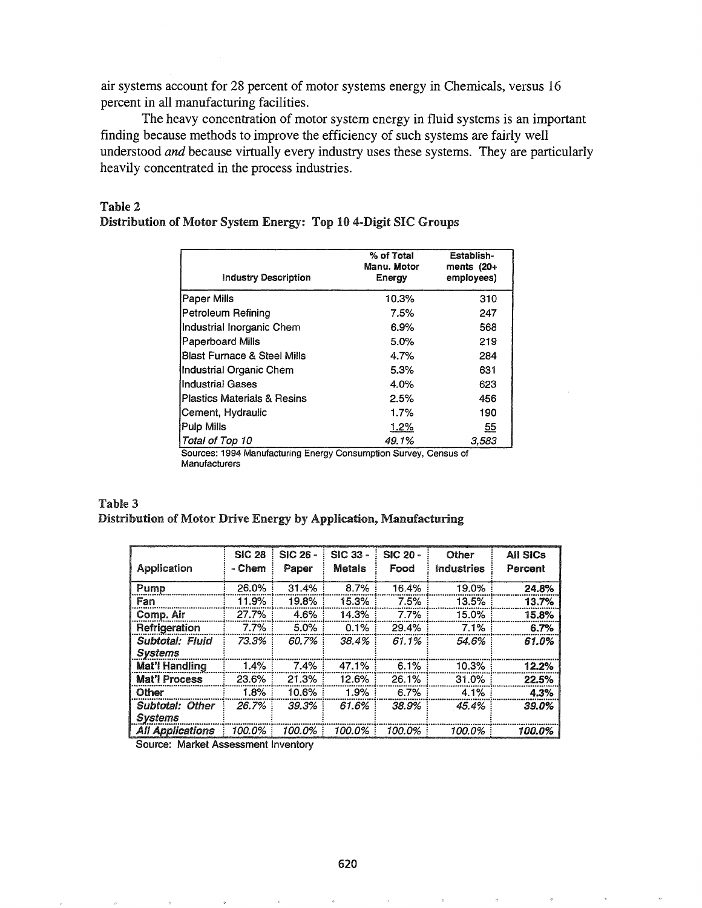air systems account for 28 percent of motor systems energy in Chemicals, versus 16 percent in all manufacturing facilities.

The heavy concentration of motor system energy in fluid systems is an important finding because methods to improve the efficiency of such systems are fairly well understood *and* because virtually every industry uses these systems. They are particularly heavily concentrated in the process industries.

**Table 2**
**Distribution of Motor System Energy: Top 10 4-Digit SIC Groups**

| Industry Description | % of Total Manu. Motor Energy | Establish-ments (20+ employees) |
|---|---|---|
| Paper Mills | 10.3% | 310 |
| Petroleum Refining | 7.5% | 247 |
| Industrial Inorganic Chem | 6.9% | 568 |
| Paperboard Mills | 5.0% | 219 |
| Blast Furnace & Steel Mills | 4.7% | 284 |
| Industrial Organic Chem | 5.3% | 631 |
| Industrial Gases | 4.0% | 623 |
| Plastics Materials & Resins | 2.5% | 456 |
| Cement, Hydraulic | 1.7% | 190 |
| Pulp Mills | 1.2% | 55 |
| *Total of Top 10* | *49.1%* | *3,583* |

Sources: 1994 Manufacturing Energy Consumption Survey, Census of Manufacturers

**Table 3**
**Distribution of Motor Drive Energy by Application, Manufacturing**

| Application | SIC 28 - Chem | SIC 26 - Paper | SIC 33 - Metals | SIC 20 - Food | Other Industries | All SICs Percent |
|---|---|---|---|---|---|---|
| Pump | 26.0% | 31.4% | 8.7% | 16.4% | 19.0% | **24.8%** |
| Fan | 11.9% | 19.8% | 15.3% | 7.5% | 13.5% | **13.7%** |
| Comp. Air | 27.7% | 4.6% | 14.3% | 7.7% | 15.0% | **15.8%** |
| Refrigeration | 7.7% | 5.0% | 0.1% | 29.4% | 7.1% | **6.7%** |
| *Subtotal: Fluid Systems* | *73.3%* | *60.7%* | *38.4%* | *61.1%* | *54.6%* | ***61.0%*** |
| Mat'l Handling | 1.4% | 7.4% | 47.1% | 6.1% | 10.3% | **12.2%** |
| Mat'l Process | 23.6% | 21.3% | 12.6% | 26.1% | 31.0% | **22.5%** |
| Other | 1.8% | 10.6% | 1.9% | 6.7% | 4.1% | **4.3%** |
| *Subtotal: Other Systems* | *26.7%* | *39.3%* | *61.6%* | *38.9%* | *45.4%* | ***39.0%*** |
| *All Applications* | *100.0%* | *100.0%* | *100.0%* | *100.0%* | *100.0%* | ***100.0%*** |

Source: Market Assessment Inventory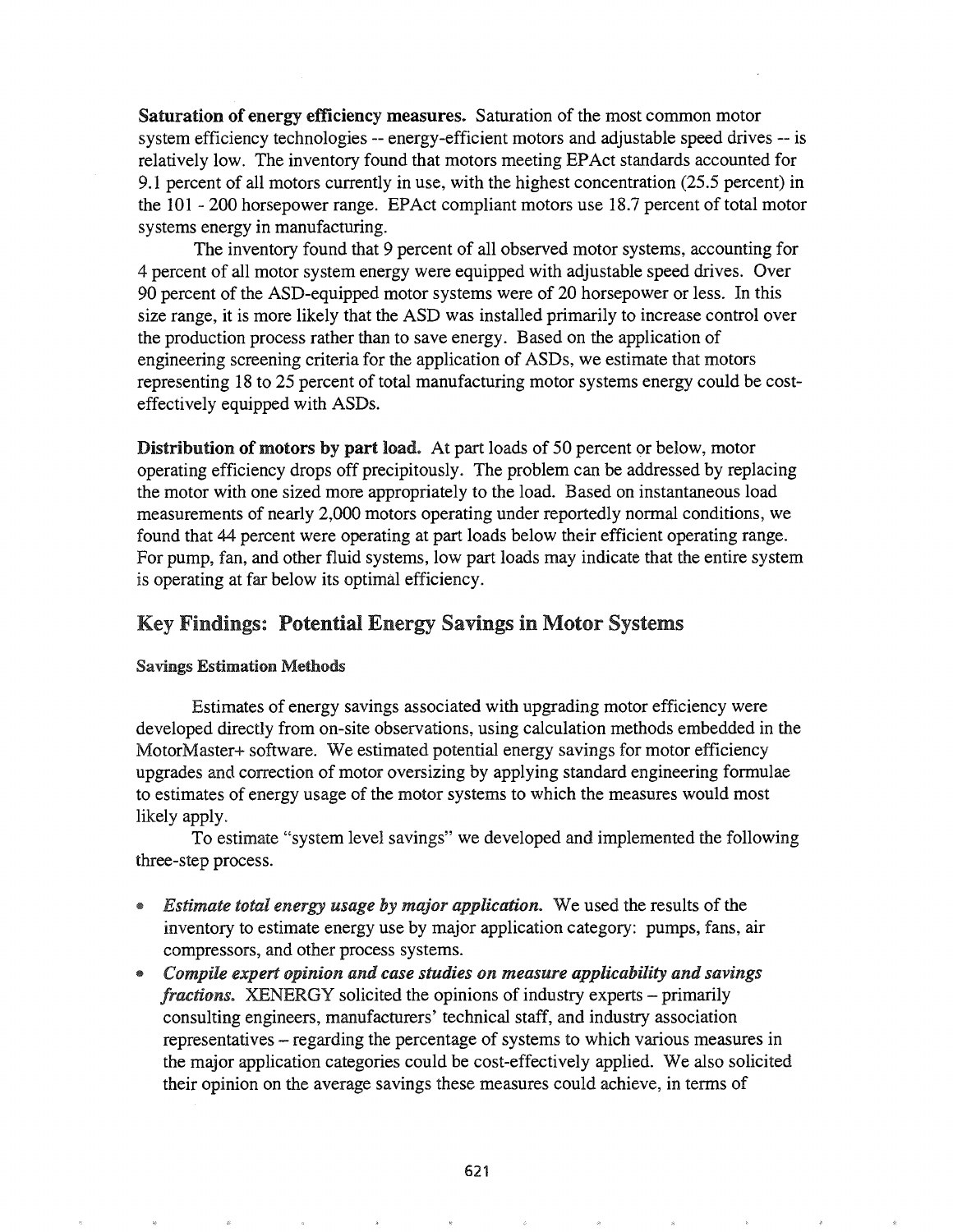**Saturation of energy efficiency measures.** Saturation of the most common motor system efficiency technologies -- energy-efficient motors and adjustable speed drives -- is relatively low. The inventory found that motors meeting EPAct standards accounted for 9.1 percent of all motors currently in use, with the highest concentration (25.5 percent) in the 101 - 200 horsepower range. EPAct compliant motors use 18.7 percent of total motor systems energy in manufacturing.

The inventory found that 9 percent of all observed motor systems, accounting for 4 percent of all motor system energy were equipped with adjustable speed drives. Over 90 percent of the ASD-equipped motor systems were of 20 horsepower or less. In this size range, it is more likely that the ASD was installed primarily to increase control over the production process rather than to save energy. Based on the application of engineering screening criteria for the application of ASDs, we estimate that motors representing 18 to 25 percent of total manufacturing motor systems energy could be cost-effectively equipped with ASDs.

**Distribution of motors by part load.** At part loads of 50 percent or below, motor operating efficiency drops off precipitously. The problem can be addressed by replacing the motor with one sized more appropriately to the load. Based on instantaneous load measurements of nearly 2,000 motors operating under reportedly normal conditions, we found that 44 percent were operating at part loads below their efficient operating range. For pump, fan, and other fluid systems, low part loads may indicate that the entire system is operating at far below its optimal efficiency.

## Key Findings: Potential Energy Savings in Motor Systems

### Savings Estimation Methods

Estimates of energy savings associated with upgrading motor efficiency were developed directly from on-site observations, using calculation methods embedded in the MotorMaster+ software. We estimated potential energy savings for motor efficiency upgrades and correction of motor oversizing by applying standard engineering formulae to estimates of energy usage of the motor systems to which the measures would most likely apply.

To estimate "system level savings" we developed and implemented the following three-step process.

- *Estimate total energy usage by major application.* We used the results of the inventory to estimate energy use by major application category: pumps, fans, air compressors, and other process systems.
- *Compile expert opinion and case studies on measure applicability and savings fractions.* XENERGY solicited the opinions of industry experts – primarily consulting engineers, manufacturers' technical staff, and industry association representatives – regarding the percentage of systems to which various measures in the major application categories could be cost-effectively applied. We also solicited their opinion on the average savings these measures could achieve, in terms of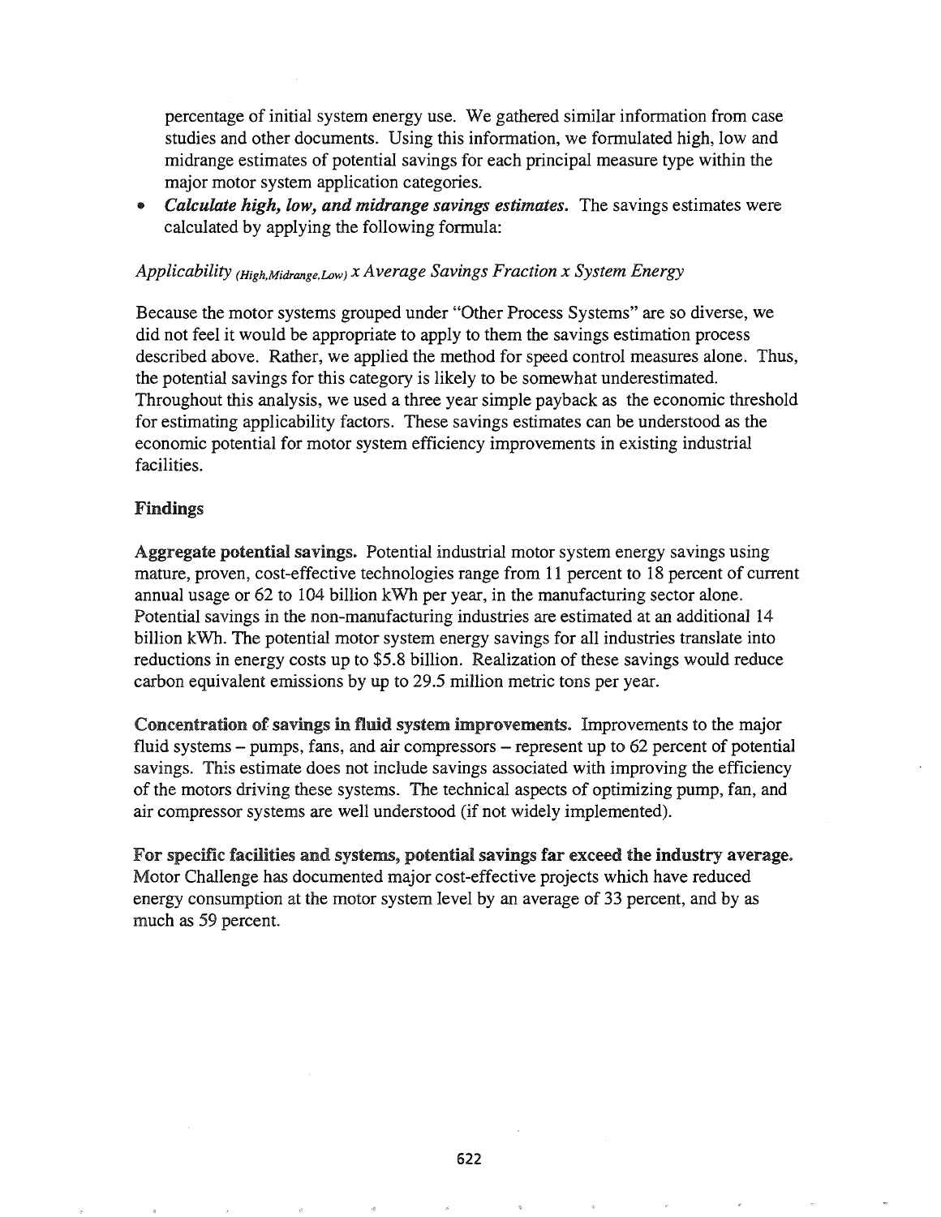percentage of initial system energy use. We gathered similar information from case studies and other documents. Using this information, we formulated high, low and midrange estimates of potential savings for each principal measure type within the major motor system application categories.

- ***Calculate high, low, and midrange savings estimates.*** The savings estimates were calculated by applying the following formula:

$$Applicability_{(High,Midrange,Low)} \times Average\ Savings\ Fraction \times System\ Energy$$

Because the motor systems grouped under "Other Process Systems" are so diverse, we did not feel it would be appropriate to apply to them the savings estimation process described above. Rather, we applied the method for speed control measures alone. Thus, the potential savings for this category is likely to be somewhat underestimated. Throughout this analysis, we used a three year simple payback as the economic threshold for estimating applicability factors. These savings estimates can be understood as the economic potential for motor system efficiency improvements in existing industrial facilities.

## Findings

**Aggregate potential savings.** Potential industrial motor system energy savings using mature, proven, cost-effective technologies range from 11 percent to 18 percent of current annual usage or 62 to 104 billion kWh per year, in the manufacturing sector alone. Potential savings in the non-manufacturing industries are estimated at an additional 14 billion kWh. The potential motor system energy savings for all industries translate into reductions in energy costs up to $5.8 billion. Realization of these savings would reduce carbon equivalent emissions by up to 29.5 million metric tons per year.

**Concentration of savings in fluid system improvements.** Improvements to the major fluid systems – pumps, fans, and air compressors – represent up to 62 percent of potential savings. This estimate does not include savings associated with improving the efficiency of the motors driving these systems. The technical aspects of optimizing pump, fan, and air compressor systems are well understood (if not widely implemented).

**For specific facilities and systems, potential savings far exceed the industry average.** Motor Challenge has documented major cost-effective projects which have reduced energy consumption at the motor system level by an average of 33 percent, and by as much as 59 percent.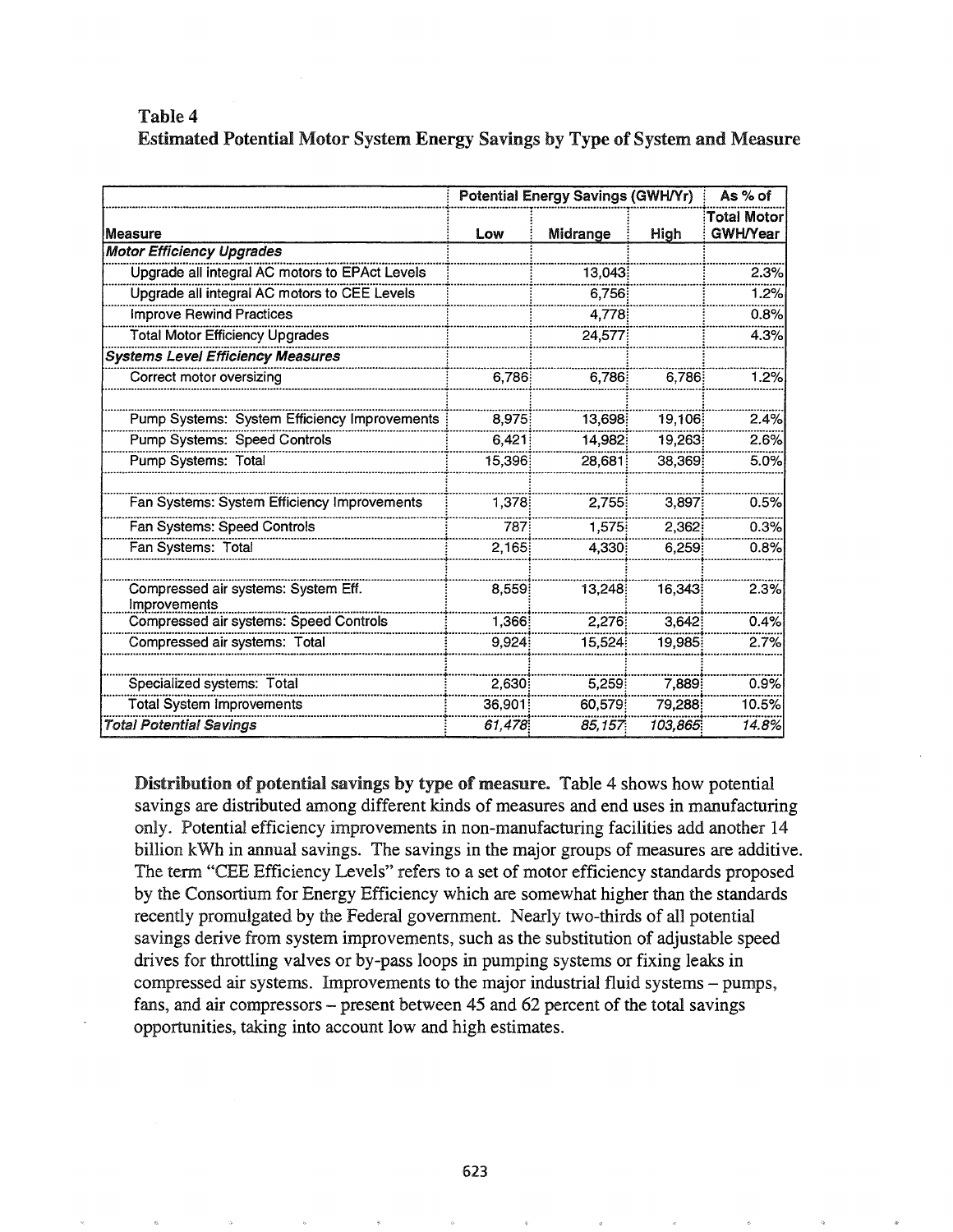Table 4
**Estimated Potential Motor System Energy Savings by Type of System and Measure**

| | Potential Energy Savings (GWH/Yr) | | | As % of |
|---|---|---|---|---|
| **Measure** | **Low** | **Midrange** | **High** | **Total Motor GWH/Year** |
| ***Motor Efficiency Upgrades*** | | | | |
| Upgrade all integral AC motors to EPAct Levels | | 13,043 | | 2.3% |
| Upgrade all integral AC motors to CEE Levels | | 6,756 | | 1.2% |
| Improve Rewind Practices | | 4,778 | | 0.8% |
| Total Motor Efficiency Upgrades | | 24,577 | | 4.3% |
| ***Systems Level Efficiency Measures*** | | | | |
| Correct motor oversizing | 6,786 | 6,786 | 6,786 | 1.2% |
| | | | | |
| Pump Systems: System Efficiency Improvements | 8,975 | 13,698 | 19,106 | 2.4% |
| Pump Systems: Speed Controls | 6,421 | 14,982 | 19,263 | 2.6% |
| Pump Systems: Total | 15,396 | 28,681 | 38,369 | 5.0% |
| | | | | |
| Fan Systems: System Efficiency Improvements | 1,378 | 2,755 | 3,897 | 0.5% |
| Fan Systems: Speed Controls | 787 | 1,575 | 2,362 | 0.3% |
| Fan Systems: Total | 2,165 | 4,330 | 6,259 | 0.8% |
| | | | | |
| Compressed air systems: System Eff. Improvements | 8,559 | 13,248 | 16,343 | 2.3% |
| Compressed air systems: Speed Controls | 1,366 | 2,276 | 3,642 | 0.4% |
| Compressed air systems: Total | 9,924 | 15,524 | 19,985 | 2.7% |
| | | | | |
| Specialized systems: Total | 2,630 | 5,259 | 7,889 | 0.9% |
| Total System Improvements | 36,901 | 60,579 | 79,288 | 10.5% |
| ***Total Potential Savings*** | *61,478* | *85,157* | *103,865* | *14.8%* |

**Distribution of potential savings by type of measure.** Table 4 shows how potential savings are distributed among different kinds of measures and end uses in manufacturing only. Potential efficiency improvements in non-manufacturing facilities add another 14 billion kWh in annual savings. The savings in the major groups of measures are additive. The term "CEE Efficiency Levels" refers to a set of motor efficiency standards proposed by the Consortium for Energy Efficiency which are somewhat higher than the standards recently promulgated by the Federal government. Nearly two-thirds of all potential savings derive from system improvements, such as the substitution of adjustable speed drives for throttling valves or by-pass loops in pumping systems or fixing leaks in compressed air systems. Improvements to the major industrial fluid systems – pumps, fans, and air compressors – present between 45 and 62 percent of the total savings opportunities, taking into account low and high estimates.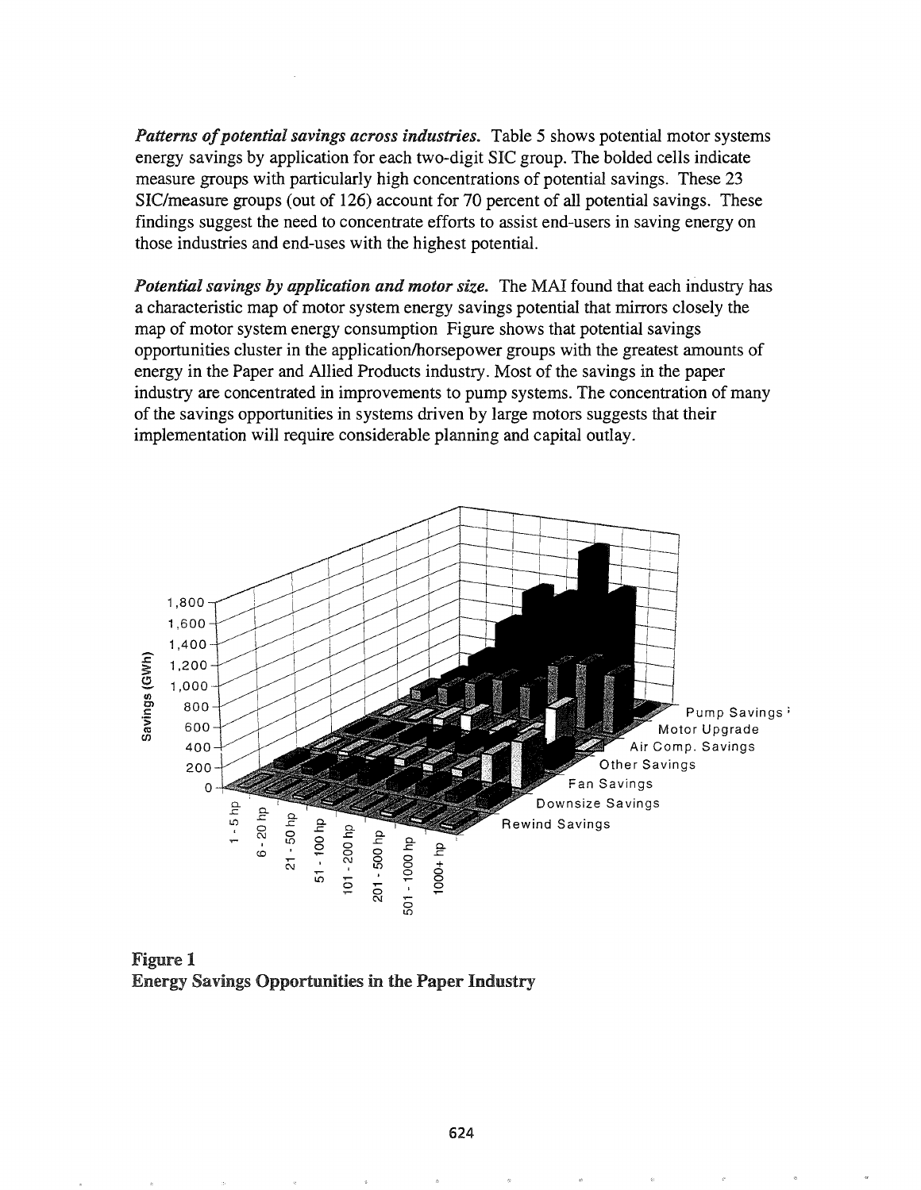***Patterns of potential savings across industries.*** Table 5 shows potential motor systems energy savings by application for each two-digit SIC group. The bolded cells indicate measure groups with particularly high concentrations of potential savings. These 23 SIC/measure groups (out of 126) account for 70 percent of all potential savings. These findings suggest the need to concentrate efforts to assist end-users in saving energy on those industries and end-uses with the highest potential.

***Potential savings by application and motor size.*** The MAI found that each industry has a characteristic map of motor system energy savings potential that mirrors closely the map of motor system energy consumption Figure shows that potential savings opportunities cluster in the application/horsepower groups with the greatest amounts of energy in the Paper and Allied Products industry. Most of the savings in the paper industry are concentrated in improvements to pump systems. The concentration of many of the savings opportunities in systems driven by large motors suggests that their implementation will require considerable planning and capital outlay.

**Figure 1**
**Energy Savings Opportunities in the Paper Industry**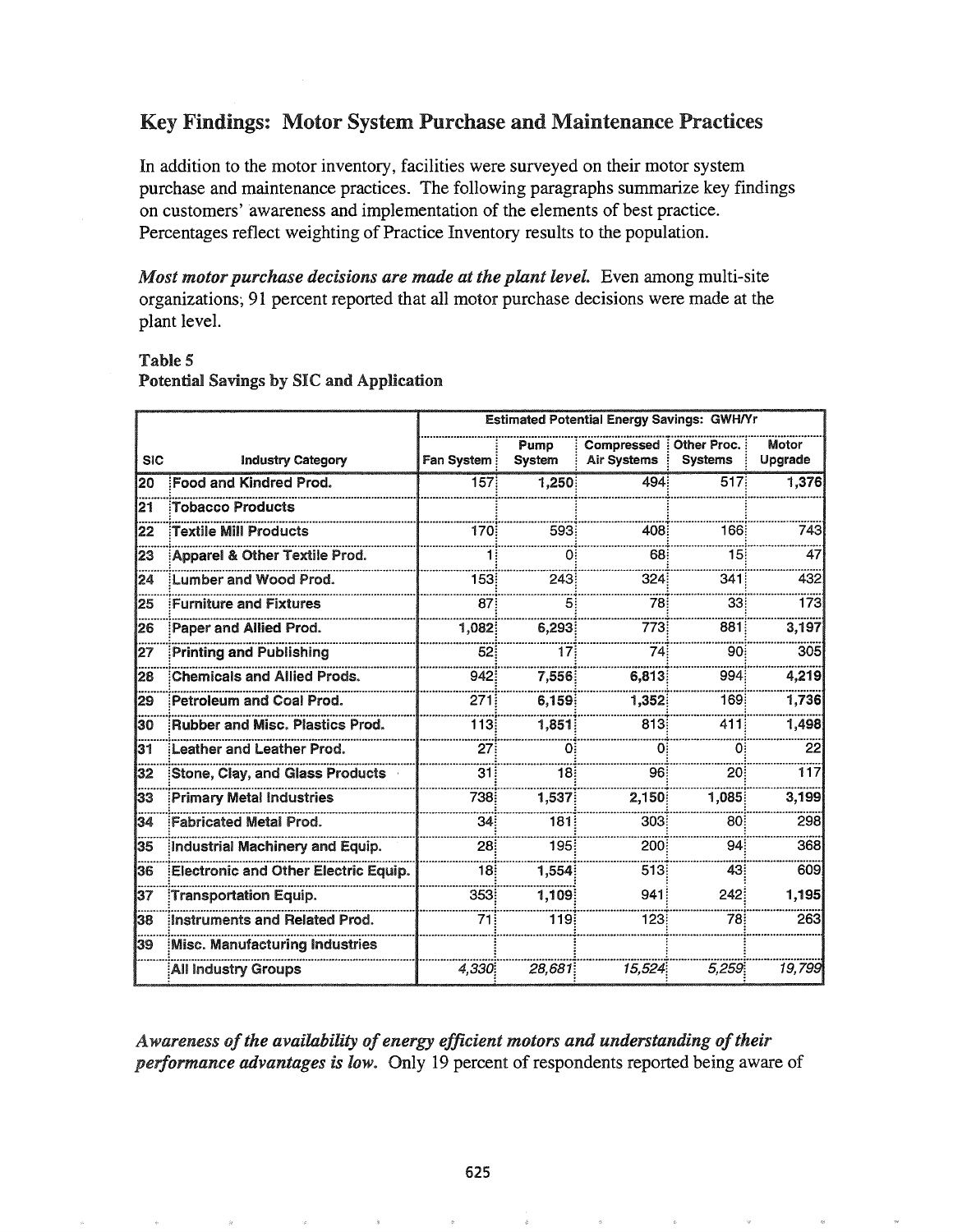## Key Findings: Motor System Purchase and Maintenance Practices

In addition to the motor inventory, facilities were surveyed on their motor system purchase and maintenance practices. The following paragraphs summarize key findings on customers' awareness and implementation of the elements of best practice. Percentages reflect weighting of Practice Inventory results to the population.

***Most motor purchase decisions are made at the plant level.*** Even among multi-site organizations; 91 percent reported that all motor purchase decisions were made at the plant level.

**Table 5**
**Potential Savings by SIC and Application**

| | | Estimated Potential Energy Savings: GWH/Yr | | | | |
|---|---|---|---|---|---|---|
| SIC | Industry Category | Fan System | Pump System | Compressed Air Systems | Other Proc. Systems | Motor Upgrade |
| 20 | Food and Kindred Prod. | 157 | 1,250 | 494 | 517 | 1,376 |
| 21 | Tobacco Products | | | | | |
| 22 | Textile Mill Products | 170 | 593 | 408 | 166 | 743 |
| 23 | Apparel & Other Textile Prod. | 1 | 0 | 68 | 15 | 47 |
| 24 | Lumber and Wood Prod. | 153 | 243 | 324 | 341 | 432 |
| 25 | Furniture and Fixtures | 87 | 5 | 78 | 33 | 173 |
| 26 | Paper and Allied Prod. | 1,082 | 6,293 | 773 | 881 | 3,197 |
| 27 | Printing and Publishing | 52 | 17 | 74 | 90 | 305 |
| 28 | Chemicals and Allied Prods. | 942 | 7,556 | 6,813 | 994 | 4,219 |
| 29 | Petroleum and Coal Prod. | 271 | 6,159 | 1,352 | 169 | 1,736 |
| 30 | Rubber and Misc. Plastics Prod. | 113 | 1,851 | 813 | 411 | 1,498 |
| 31 | Leather and Leather Prod. | 27 | 0 | 0 | 0 | 22 |
| 32 | Stone, Clay, and Glass Products | 31 | 18 | 96 | 20 | 117 |
| 33 | Primary Metal Industries | 738 | 1,537 | 2,150 | 1,085 | 3,199 |
| 34 | Fabricated Metal Prod. | 34 | 181 | 303 | 80 | 298 |
| 35 | Industrial Machinery and Equip. | 28 | 195 | 200 | 94 | 368 |
| 36 | Electronic and Other Electric Equip. | 18 | 1,554 | 513 | 43 | 609 |
| 37 | Transportation Equip. | 353 | 1,109 | 941 | 242 | 1,195 |
| 38 | Instruments and Related Prod. | 71 | 119 | 123 | 78 | 263 |
| 39 | Misc. Manufacturing Industries | | | | | |
| | All Industry Groups | *4,330* | *28,681* | *15,524* | *5,259* | *19,799* |

***Awareness of the availability of energy efficient motors and understanding of their performance advantages is low.*** Only 19 percent of respondents reported being aware of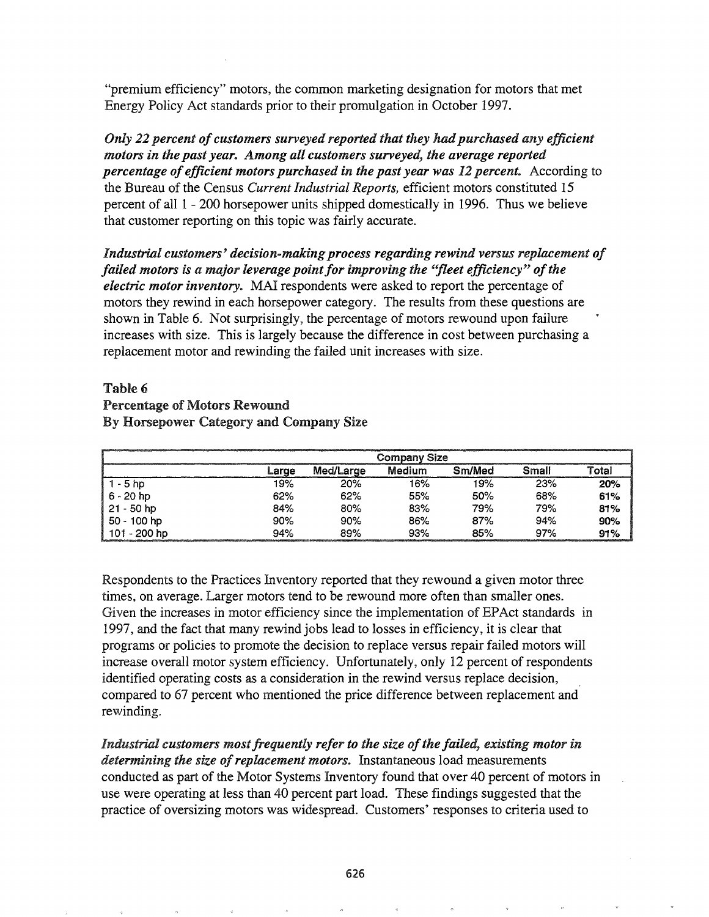"premium efficiency" motors, the common marketing designation for motors that met Energy Policy Act standards prior to their promulgation in October 1997.

***Only 22 percent of customers surveyed reported that they had purchased any efficient motors in the past year. Among all customers surveyed, the average reported percentage of efficient motors purchased in the past year was 12 percent.*** According to the Bureau of the Census *Current Industrial Reports,* efficient motors constituted 15 percent of all 1 - 200 horsepower units shipped domestically in 1996. Thus we believe that customer reporting on this topic was fairly accurate.

***Industrial customers' decision-making process regarding rewind versus replacement of failed motors is a major leverage point for improving the "fleet efficiency" of the electric motor inventory.*** MAI respondents were asked to report the percentage of motors they rewind in each horsepower category. The results from these questions are shown in Table 6. Not surprisingly, the percentage of motors rewound upon failure increases with size. This is largely because the difference in cost between purchasing a replacement motor and rewinding the failed unit increases with size.

**Table 6**
**Percentage of Motors Rewound**
**By Horsepower Category and Company Size**

| | Company Size | | | | | |
|---|---|---|---|---|---|---|
| | Large | Med/Large | Medium | Sm/Med | Small | Total |
| 1 - 5 hp | 19% | 20% | 16% | 19% | 23% | **20%** |
| 6 - 20 hp | 62% | 62% | 55% | 50% | 68% | **61%** |
| 21 - 50 hp | 84% | 80% | 83% | 79% | 79% | **81%** |
| 50 - 100 hp | 90% | 90% | 86% | 87% | 94% | **90%** |
| 101 - 200 hp | 94% | 89% | 93% | 85% | 97% | **91%** |

Respondents to the Practices Inventory reported that they rewound a given motor three times, on average. Larger motors tend to be rewound more often than smaller ones. Given the increases in motor efficiency since the implementation of EPAct standards in 1997, and the fact that many rewind jobs lead to losses in efficiency, it is clear that programs or policies to promote the decision to replace versus repair failed motors will increase overall motor system efficiency. Unfortunately, only 12 percent of respondents identified operating costs as a consideration in the rewind versus replace decision, compared to 67 percent who mentioned the price difference between replacement and rewinding.

***Industrial customers most frequently refer to the size of the failed, existing motor in determining the size of replacement motors.*** Instantaneous load measurements conducted as part of the Motor Systems Inventory found that over 40 percent of motors in use were operating at less than 40 percent part load. These findings suggested that the practice of oversizing motors was widespread. Customers' responses to criteria used to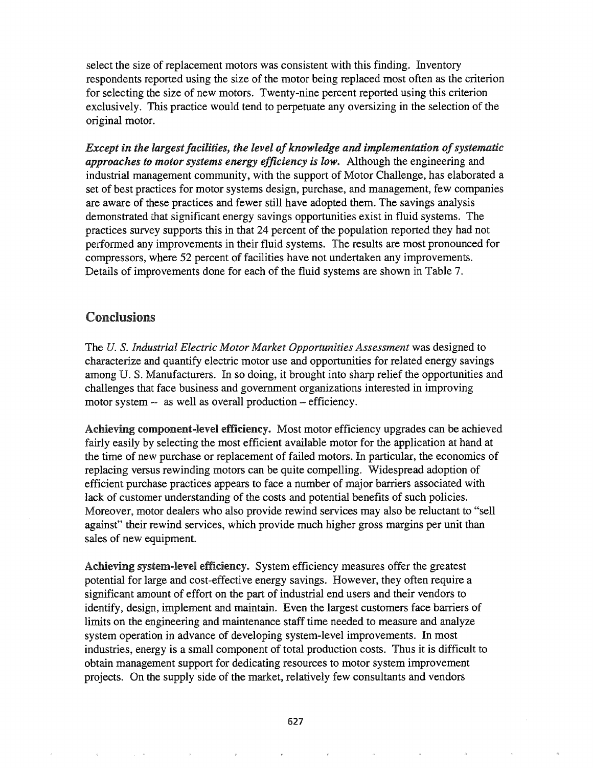select the size of replacement motors was consistent with this finding. Inventory respondents reported using the size of the motor being replaced most often as the criterion for selecting the size of new motors. Twenty-nine percent reported using this criterion exclusively. This practice would tend to perpetuate any oversizing in the selection of the original motor.

***Except in the largest facilities, the level of knowledge and implementation of systematic approaches to motor systems energy efficiency is low.*** Although the engineering and industrial management community, with the support of Motor Challenge, has elaborated a set of best practices for motor systems design, purchase, and management, few companies are aware of these practices and fewer still have adopted them. The savings analysis demonstrated that significant energy savings opportunities exist in fluid systems. The practices survey supports this in that 24 percent of the population reported they had not performed any improvements in their fluid systems. The results are most pronounced for compressors, where 52 percent of facilities have not undertaken any improvements. Details of improvements done for each of the fluid systems are shown in Table 7.

## Conclusions

The *U. S. Industrial Electric Motor Market Opportunities Assessment* was designed to characterize and quantify electric motor use and opportunities for related energy savings among U. S. Manufacturers. In so doing, it brought into sharp relief the opportunities and challenges that face business and government organizations interested in improving motor system -- as well as overall production – efficiency.

**Achieving component-level efficiency.** Most motor efficiency upgrades can be achieved fairly easily by selecting the most efficient available motor for the application at hand at the time of new purchase or replacement of failed motors. In particular, the economics of replacing versus rewinding motors can be quite compelling. Widespread adoption of efficient purchase practices appears to face a number of major barriers associated with lack of customer understanding of the costs and potential benefits of such policies. Moreover, motor dealers who also provide rewind services may also be reluctant to "sell against" their rewind services, which provide much higher gross margins per unit than sales of new equipment.

**Achieving system-level efficiency.** System efficiency measures offer the greatest potential for large and cost-effective energy savings. However, they often require a significant amount of effort on the part of industrial end users and their vendors to identify, design, implement and maintain. Even the largest customers face barriers of limits on the engineering and maintenance staff time needed to measure and analyze system operation in advance of developing system-level improvements. In most industries, energy is a small component of total production costs. Thus it is difficult to obtain management support for dedicating resources to motor system improvement projects. On the supply side of the market, relatively few consultants and vendors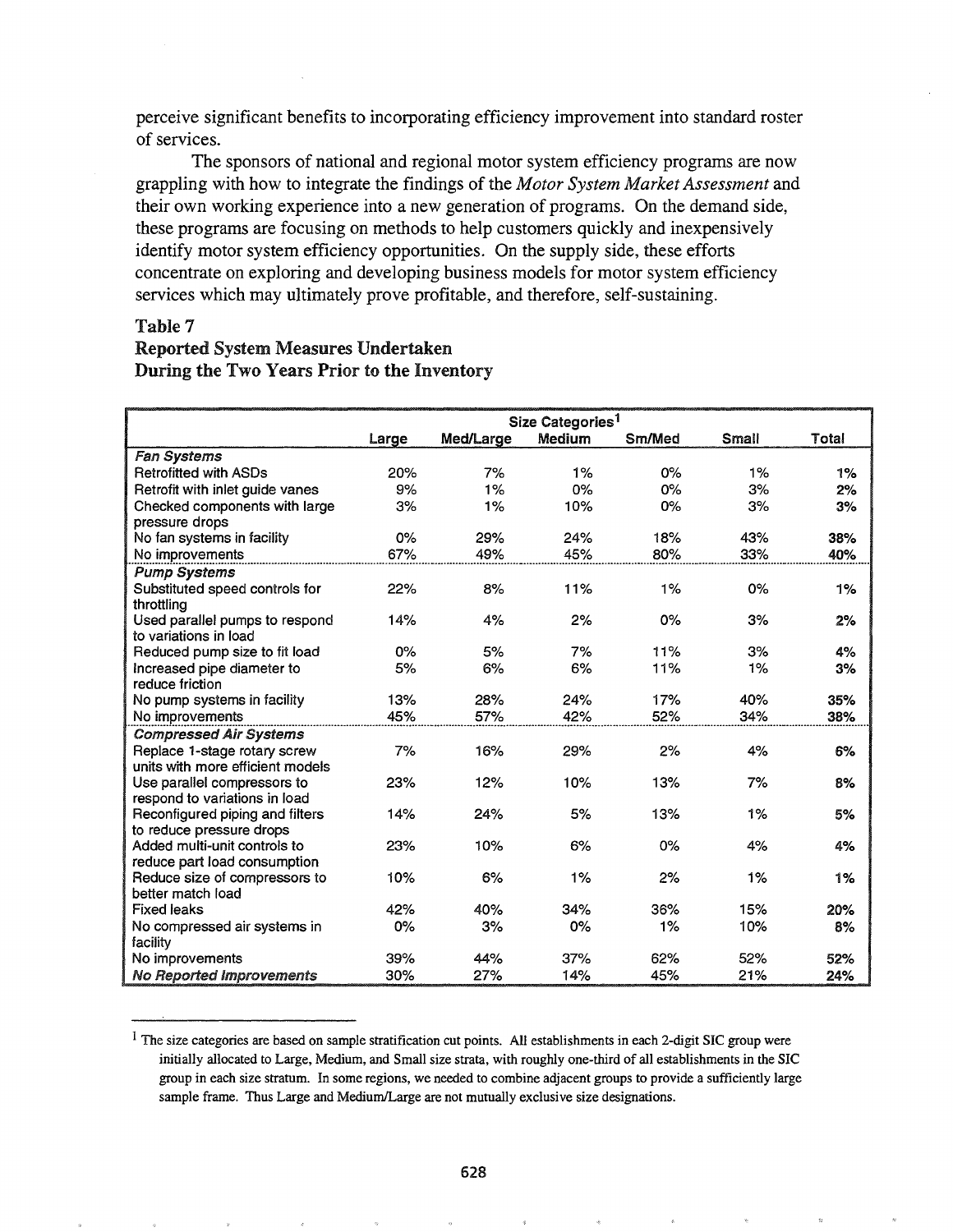perceive significant benefits to incorporating efficiency improvement into standard roster of services.

The sponsors of national and regional motor system efficiency programs are now grappling with how to integrate the findings of the *Motor System Market Assessment* and their own working experience into a new generation of programs. On the demand side, these programs are focusing on methods to help customers quickly and inexpensively identify motor system efficiency opportunities. On the supply side, these efforts concentrate on exploring and developing business models for motor system efficiency services which may ultimately prove profitable, and therefore, self-sustaining.

**Table 7**
**Reported System Measures Undertaken During the Two Years Prior to the Inventory**

| | Size Categories[1] | | | | | |
|---|---|---|---|---|---|---|
| | Large | Med/Large | Medium | Sm/Med | Small | Total |
| ***Fan Systems*** | | | | | | |
| Retrofitted with ASDs | 20% | 7% | 1% | 0% | 1% | **1%** |
| Retrofit with inlet guide vanes | 9% | 1% | 0% | 0% | 3% | **2%** |
| Checked components with large pressure drops | 3% | 1% | 10% | 0% | 3% | **3%** |
| No fan systems in facility | 0% | 29% | 24% | 18% | 43% | **38%** |
| No improvements | 67% | 49% | 45% | 80% | 33% | **40%** |
| ***Pump Systems*** | | | | | | |
| Substituted speed controls for throttling | 22% | 8% | 11% | 1% | 0% | **1%** |
| Used parallel pumps to respond to variations in load | 14% | 4% | 2% | 0% | 3% | **2%** |
| Reduced pump size to fit load | 0% | 5% | 7% | 11% | 3% | **4%** |
| Increased pipe diameter to reduce friction | 5% | 6% | 6% | 11% | 1% | **3%** |
| No pump systems in facility | 13% | 28% | 24% | 17% | 40% | **35%** |
| No improvements | 45% | 57% | 42% | 52% | 34% | **38%** |
| ***Compressed Air Systems*** | | | | | | |
| Replace 1-stage rotary screw units with more efficient models | 7% | 16% | 29% | 2% | 4% | **6%** |
| Use parallel compressors to respond to variations in load | 23% | 12% | 10% | 13% | 7% | **8%** |
| Reconfigured piping and filters to reduce pressure drops | 14% | 24% | 5% | 13% | 1% | **5%** |
| Added multi-unit controls to reduce part load consumption | 23% | 10% | 6% | 0% | 4% | **4%** |
| Reduce size of compressors to better match load | 10% | 6% | 1% | 2% | 1% | **1%** |
| Fixed leaks | 42% | 40% | 34% | 36% | 15% | **20%** |
| No compressed air systems in facility | 0% | 3% | 0% | 1% | 10% | **8%** |
| No improvements | 39% | 44% | 37% | 62% | 52% | **52%** |
| ***No Reported Improvements*** | 30% | 27% | 14% | 45% | 21% | **24%** |

[1] The size categories are based on sample stratification cut points. All establishments in each 2-digit SIC group were initially allocated to Large, Medium, and Small size strata, with roughly one-third of all establishments in the SIC group in each size stratum. In some regions, we needed to combine adjacent groups to provide a sufficiently large sample frame. Thus Large and Medium/Large are not mutually exclusive size designations.